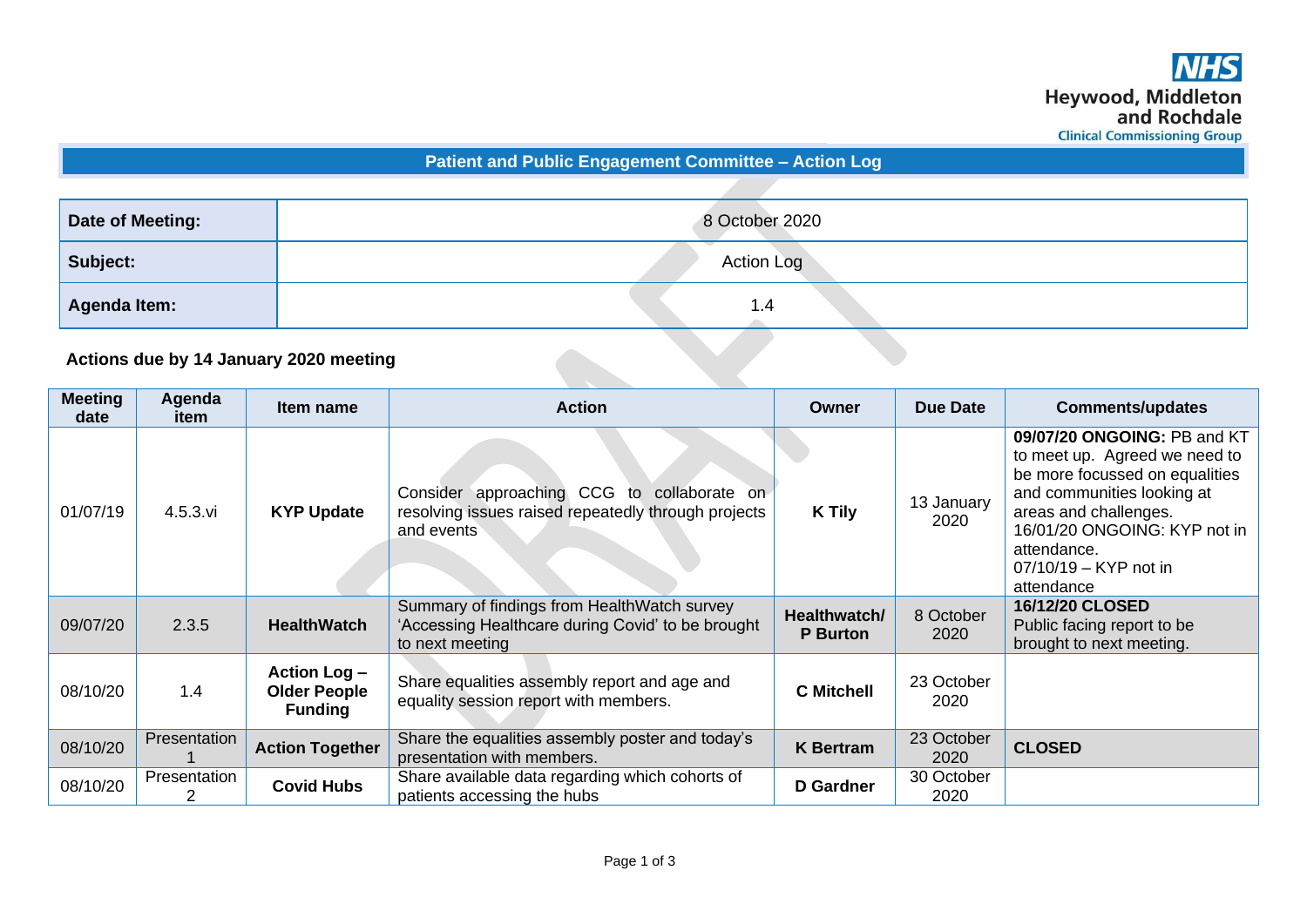NHS
Heywood, Middleton and Rochdale
Clinical Commissioning Group

## Patient and Public Engagement Committee – Action Log

| **Date of Meeting:** | 8 October 2020 |
|---|---|
| **Subject:** | Action Log |
| **Agenda Item:** | 1.4 |

**Actions due by 14 January 2020 meeting**

| Meeting date | Agenda item | Item name | Action | Owner | Due Date | Comments/updates |
|---|---|---|---|---|---|---|
| 01/07/19 | 4.5.3.vi | **KYP Update** | Consider approaching CCG to collaborate on resolving issues raised repeatedly through projects and events | **K Tily** | 13 January 2020 | **09/07/20 ONGOING:** PB and KT to meet up. Agreed we need to be more focussed on equalities and communities looking at areas and challenges. 16/01/20 ONGOING: KYP not in attendance. 07/10/19 – KYP not in attendance |
| 09/07/20 | 2.3.5 | **HealthWatch** | Summary of findings from HealthWatch survey 'Accessing Healthcare during Covid' to be brought to next meeting | **Healthwatch/ P Burton** | 8 October 2020 | **16/12/20 CLOSED** Public facing report to be brought to next meeting. |
| 08/10/20 | 1.4 | **Action Log – Older People Funding** | Share equalities assembly report and age and equality session report with members. | **C Mitchell** | 23 October 2020 | |
| 08/10/20 | Presentation 1 | **Action Together** | Share the equalities assembly poster and today's presentation with members. | **K Bertram** | 23 October 2020 | **CLOSED** |
| 08/10/20 | Presentation 2 | **Covid Hubs** | Share available data regarding which cohorts of patients accessing the hubs | **D Gardner** | 30 October 2020 | |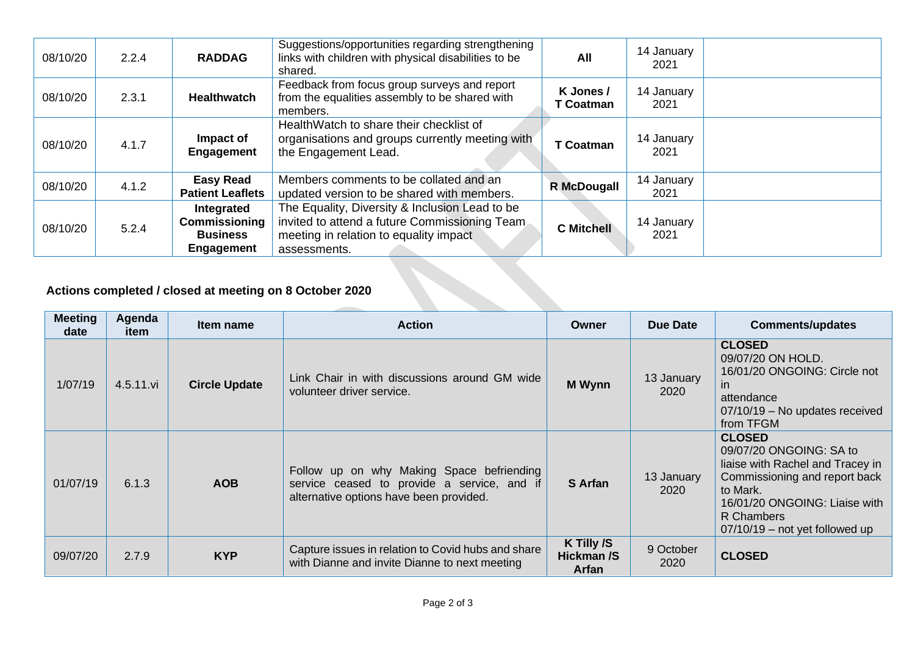| | | | | | | |
|---|---|---|---|---|---|---|
| 08/10/20 | 2.2.4 | **RADDAG** | Suggestions/opportunities regarding strengthening links with children with physical disabilities to be shared. | **All** | 14 January 2021 | |
| 08/10/20 | 2.3.1 | **Healthwatch** | Feedback from focus group surveys and report from the equalities assembly to be shared with members. | **K Jones / T Coatman** | 14 January 2021 | |
| 08/10/20 | 4.1.7 | **Impact of Engagement** | HealthWatch to share their checklist of organisations and groups currently meeting with the Engagement Lead. | **T Coatman** | 14 January 2021 | |
| 08/10/20 | 4.1.2 | **Easy Read Patient Leaflets** | Members comments to be collated and an updated version to be shared with members. | **R McDougall** | 14 January 2021 | |
| 08/10/20 | 5.2.4 | **Integrated Commissioning Business Engagement** | The Equality, Diversity & Inclusion Lead to be invited to attend a future Commissioning Team meeting in relation to equality impact assessments. | **C Mitchell** | 14 January 2021 | |

### Actions completed / closed at meeting on 8 October 2020

| Meeting date | Agenda item | Item name | Action | Owner | Due Date | Comments/updates |
|---|---|---|---|---|---|---|
| 1/07/19 | 4.5.11.vi | **Circle Update** | Link Chair in with discussions around GM wide volunteer driver service. | **M Wynn** | 13 January 2020 | **CLOSED** 09/07/20 ON HOLD. 16/01/20 ONGOING: Circle not in attendance 07/10/19 – No updates received from TFGM |
| 01/07/19 | 6.1.3 | **AOB** | Follow up on why Making Space befriending service ceased to provide a service, and if alternative options have been provided. | **S Arfan** | 13 January 2020 | **CLOSED** 09/07/20 ONGOING: SA to liaise with Rachel and Tracey in Commissioning and report back to Mark. 16/01/20 ONGOING: Liaise with R Chambers 07/10/19 – not yet followed up |
| 09/07/20 | 2.7.9 | **KYP** | Capture issues in relation to Covid hubs and share with Dianne and invite Dianne to next meeting | **K Tilly /S Hickman /S Arfan** | 9 October 2020 | **CLOSED** |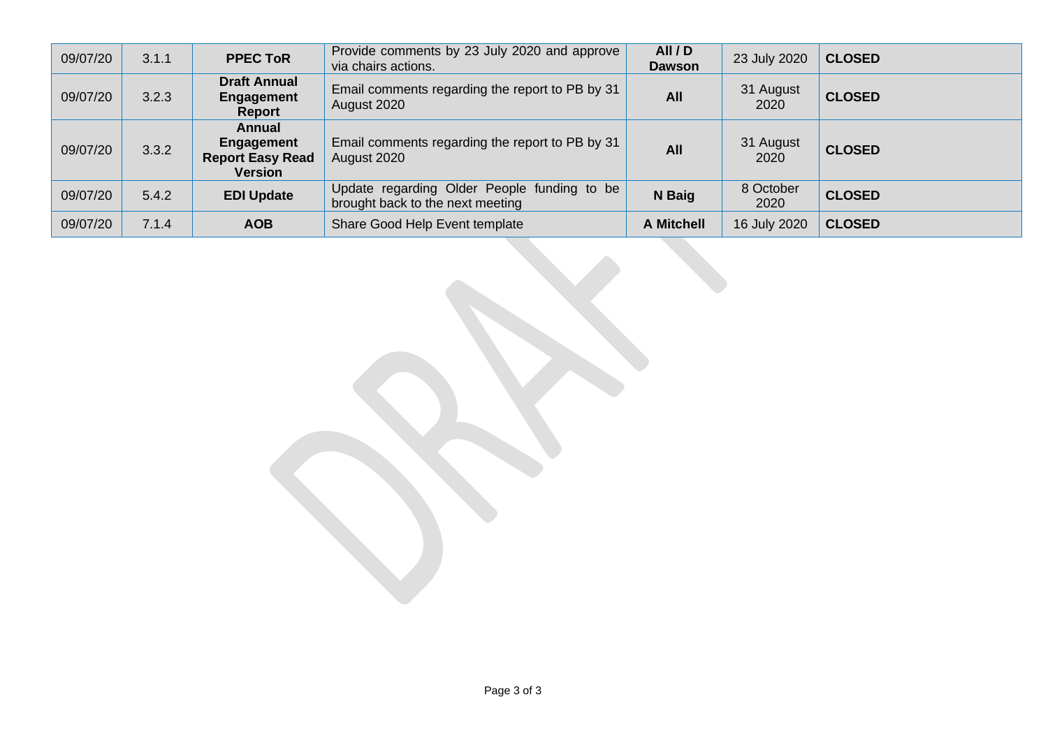| | | | | | | |
|---|---|---|---|---|---|---|
| 09/07/20 | 3.1.1 | **PPEC ToR** | Provide comments by 23 July 2020 and approve via chairs actions. | **All / D Dawson** | 23 July 2020 | **CLOSED** |
| 09/07/20 | 3.2.3 | **Draft Annual Engagement Report** | Email comments regarding the report to PB by 31 August 2020 | **All** | 31 August 2020 | **CLOSED** |
| 09/07/20 | 3.3.2 | **Annual Engagement Report Easy Read Version** | Email comments regarding the report to PB by 31 August 2020 | **All** | 31 August 2020 | **CLOSED** |
| 09/07/20 | 5.4.2 | **EDI Update** | Update regarding Older People funding to be brought back to the next meeting | **N Baig** | 8 October 2020 | **CLOSED** |
| 09/07/20 | 7.1.4 | **AOB** | Share Good Help Event template | **A Mitchell** | 16 July 2020 | **CLOSED** |

DRAFT